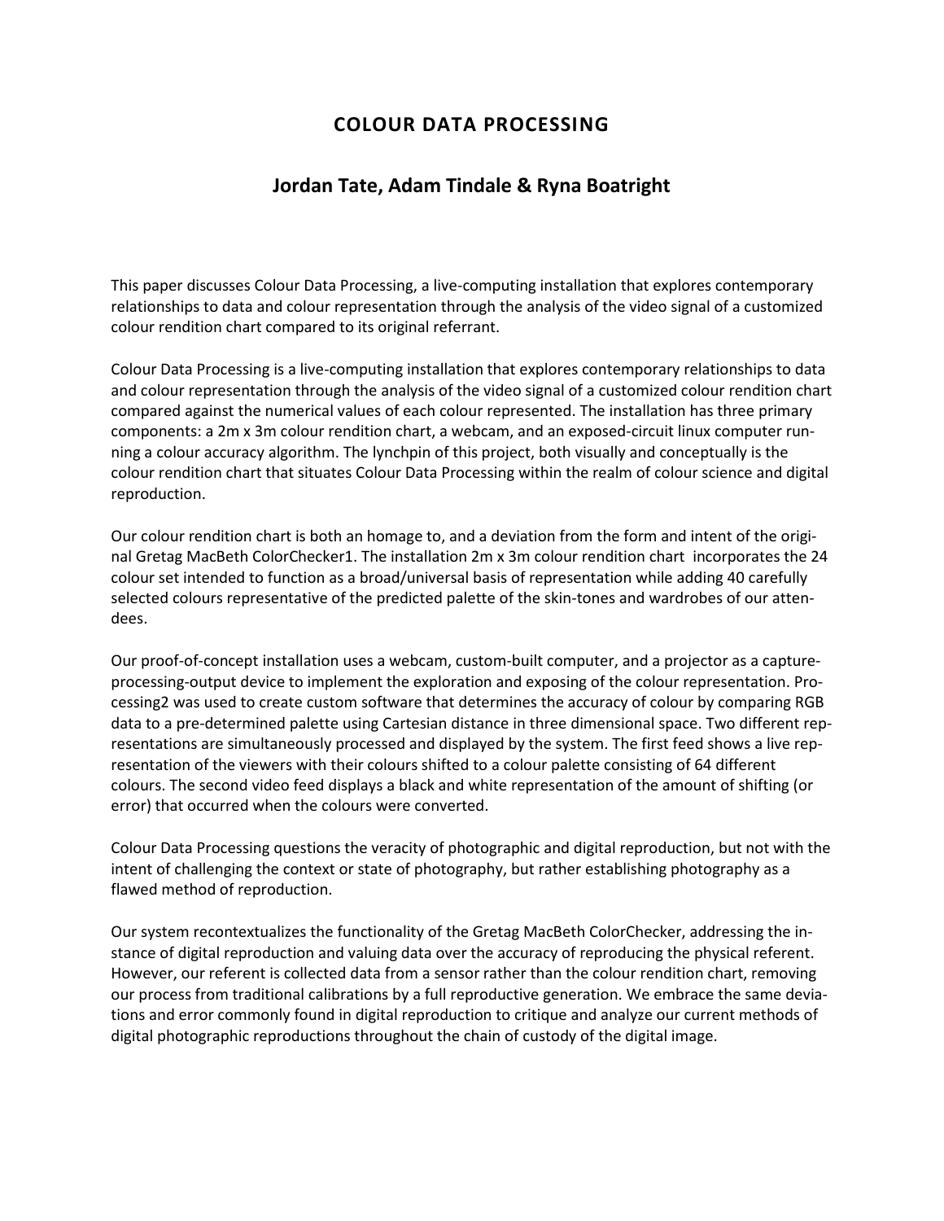# COLOUR DATA PROCESSING

## Jordan Tate, Adam Tindale & Ryna Boatright

This paper discusses Colour Data Processing, a live-computing installation that explores contemporary relationships to data and colour representation through the analysis of the video signal of a customized colour rendition chart compared to its original referrant.

Colour Data Processing is a live-computing installation that explores contemporary relationships to data and colour representation through the analysis of the video signal of a customized colour rendition chart compared against the numerical values of each colour represented. The installation has three primary components: a 2m x 3m colour rendition chart, a webcam, and an exposed-circuit linux computer running a colour accuracy algorithm. The lynchpin of this project, both visually and conceptually is the colour rendition chart that situates Colour Data Processing within the realm of colour science and digital reproduction.

Our colour rendition chart is both an homage to, and a deviation from the form and intent of the original Gretag MacBeth ColorChecker[1]. The installation 2m x 3m colour rendition chart incorporates the 24 colour set intended to function as a broad/universal basis of representation while adding 40 carefully selected colours representative of the predicted palette of the skin-tones and wardrobes of our attendees.

Our proof-of-concept installation uses a webcam, custom-built computer, and a projector as a capture-processing-output device to implement the exploration and exposing of the colour representation. Processing[2] was used to create custom software that determines the accuracy of colour by comparing RGB data to a pre-determined palette using Cartesian distance in three dimensional space. Two different representations are simultaneously processed and displayed by the system. The first feed shows a live representation of the viewers with their colours shifted to a colour palette consisting of 64 different colours. The second video feed displays a black and white representation of the amount of shifting (or error) that occurred when the colours were converted.

Colour Data Processing questions the veracity of photographic and digital reproduction, but not with the intent of challenging the context or state of photography, but rather establishing photography as a flawed method of reproduction.

Our system recontextualizes the functionality of the Gretag MacBeth ColorChecker, addressing the instance of digital reproduction and valuing data over the accuracy of reproducing the physical referent. However, our referent is collected data from a sensor rather than the colour rendition chart, removing our process from traditional calibrations by a full reproductive generation. We embrace the same deviations and error commonly found in digital reproduction to critique and analyze our current methods of digital photographic reproductions throughout the chain of custody of the digital image.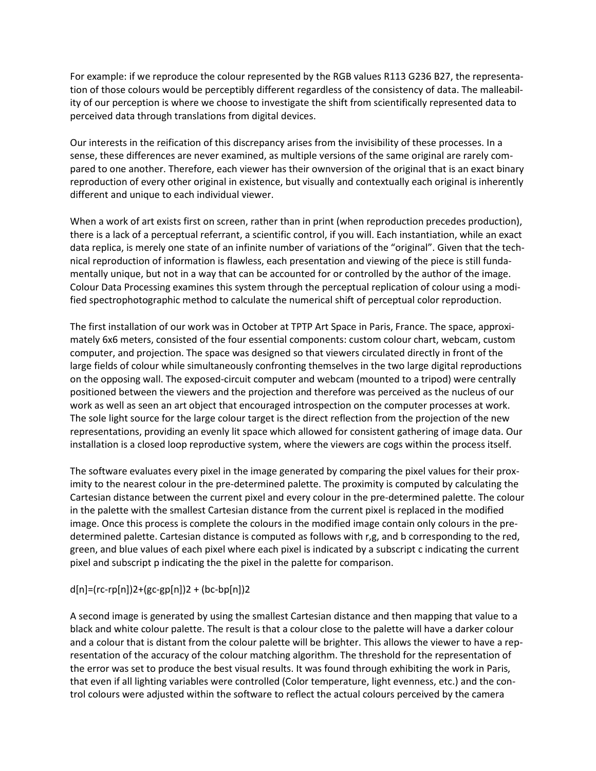For example: if we reproduce the colour represented by the RGB values R113 G236 B27, the representation of those colours would be perceptibly different regardless of the consistency of data. The malleability of our perception is where we choose to investigate the shift from scientifically represented data to perceived data through translations from digital devices.

Our interests in the reification of this discrepancy arises from the invisibility of these processes. In a sense, these differences are never examined, as multiple versions of the same original are rarely compared to one another. Therefore, each viewer has their ownversion of the original that is an exact binary reproduction of every other original in existence, but visually and contextually each original is inherently different and unique to each individual viewer.

When a work of art exists first on screen, rather than in print (when reproduction precedes production), there is a lack of a perceptual referrant, a scientific control, if you will. Each instantiation, while an exact data replica, is merely one state of an infinite number of variations of the "original". Given that the technical reproduction of information is flawless, each presentation and viewing of the piece is still fundamentally unique, but not in a way that can be accounted for or controlled by the author of the image. Colour Data Processing examines this system through the perceptual replication of colour using a modified spectrophotographic method to calculate the numerical shift of perceptual color reproduction.

The first installation of our work was in October at TPTP Art Space in Paris, France. The space, approximately 6x6 meters, consisted of the four essential components: custom colour chart, webcam, custom computer, and projection. The space was designed so that viewers circulated directly in front of the large fields of colour while simultaneously confronting themselves in the two large digital reproductions on the opposing wall. The exposed-circuit computer and webcam (mounted to a tripod) were centrally positioned between the viewers and the projection and therefore was perceived as the nucleus of our work as well as seen an art object that encouraged introspection on the computer processes at work. The sole light source for the large colour target is the direct reflection from the projection of the new representations, providing an evenly lit space which allowed for consistent gathering of image data. Our installation is a closed loop reproductive system, where the viewers are cogs within the process itself.

The software evaluates every pixel in the image generated by comparing the pixel values for their proximity to the nearest colour in the pre-determined palette. The proximity is computed by calculating the Cartesian distance between the current pixel and every colour in the pre-determined palette. The colour in the palette with the smallest Cartesian distance from the current pixel is replaced in the modified image. Once this process is complete the colours in the modified image contain only colours in the pre-determined palette. Cartesian distance is computed as follows with r,g, and b corresponding to the red, green, and blue values of each pixel where each pixel is indicated by a subscript c indicating the current pixel and subscript p indicating the the pixel in the palette for comparison.

$$d[n]=(r_c-r_p[n])^2+(g_c-g_p[n])^2 + (b_c-b_p[n])^2$$

A second image is generated by using the smallest Cartesian distance and then mapping that value to a black and white colour palette. The result is that a colour close to the palette will have a darker colour and a colour that is distant from the colour palette will be brighter. This allows the viewer to have a representation of the accuracy of the colour matching algorithm. The threshold for the representation of the error was set to produce the best visual results. It was found through exhibiting the work in Paris, that even if all lighting variables were controlled (Color temperature, light evenness, etc.) and the control colours were adjusted within the software to reflect the actual colours perceived by the camera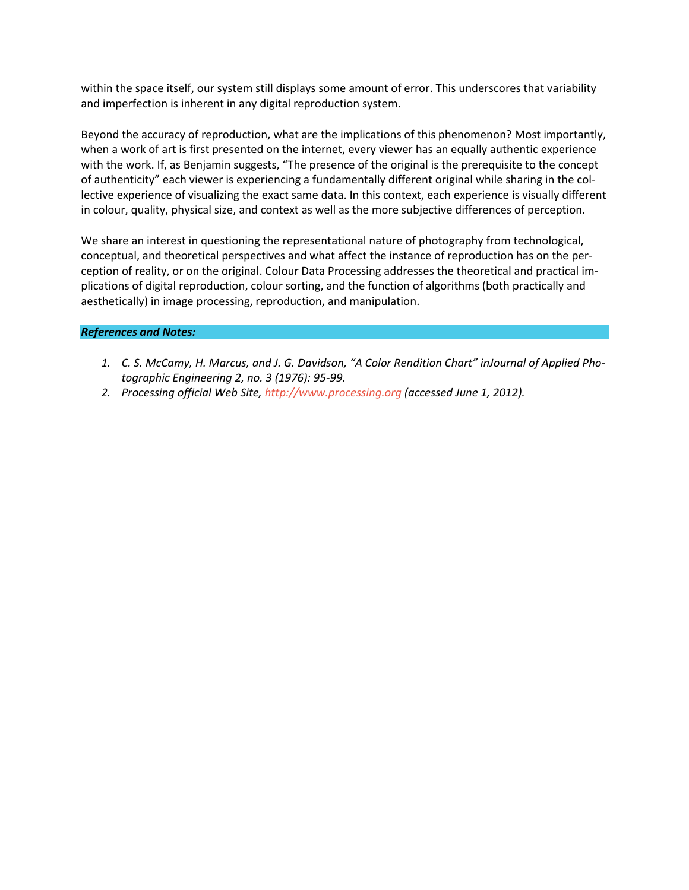within the space itself, our system still displays some amount of error. This underscores that variability and imperfection is inherent in any digital reproduction system.

Beyond the accuracy of reproduction, what are the implications of this phenomenon? Most importantly, when a work of art is first presented on the internet, every viewer has an equally authentic experience with the work. If, as Benjamin suggests, “The presence of the original is the prerequisite to the concept of authenticity” each viewer is experiencing a fundamentally different original while sharing in the collective experience of visualizing the exact same data. In this context, each experience is visually different in colour, quality, physical size, and context as well as the more subjective differences of perception.

We share an interest in questioning the representational nature of photography from technological, conceptual, and theoretical perspectives and what affect the instance of reproduction has on the perception of reality, or on the original. Colour Data Processing addresses the theoretical and practical implications of digital reproduction, colour sorting, and the function of algorithms (both practically and aesthetically) in image processing, reproduction, and manipulation.

## ***References and Notes:***

1. *C. S. McCamy, H. Marcus, and J. G. Davidson, “A Color Rendition Chart” inJournal of Applied Photographic Engineering 2, no. 3 (1976): 95-99.*
2. *Processing official Web Site, http://www.processing.org (accessed June 1, 2012).*